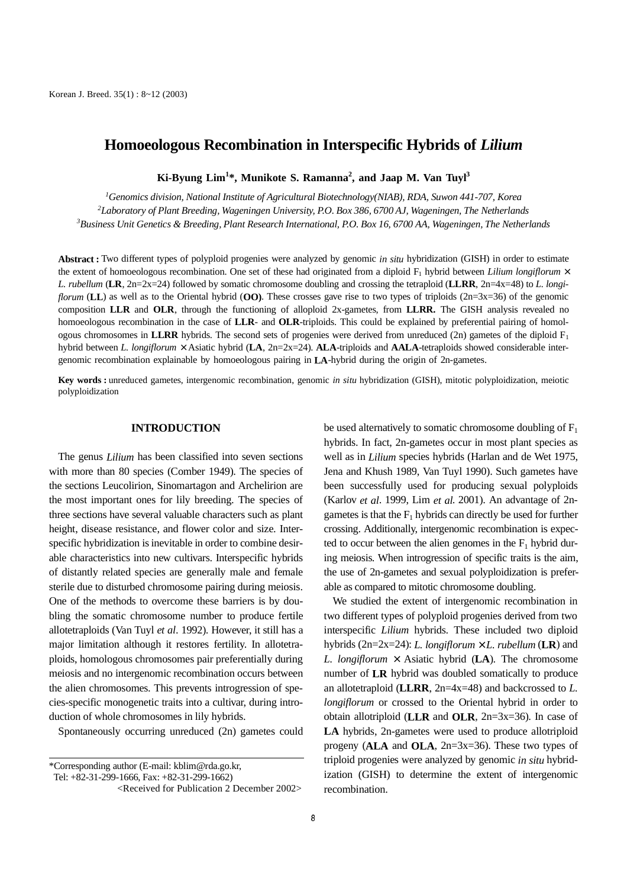# Homoeologous Recombination in Interspecific Hybrids of *Lilium*

**Ki-Byung Lim[1]*, Munikote S. Ramanna[2], and Jaap M. Van Tuyl[3]**

[1]*Genomics division, National Institute of Agricultural Biotechnology(NIAB), RDA, Suwon 441-707, Korea*
[2]*Laboratory of Plant Breeding, Wageningen University, P.O. Box 386, 6700 AJ, Wageningen, The Netherlands*
[3]*Business Unit Genetics & Breeding, Plant Research International, P.O. Box 16, 6700 AA, Wageningen, The Netherlands*

**Abstract :** Two different types of polyploid progenies were analyzed by genomic *in situ* hybridization (GISH) in order to estimate the extent of homoeologous recombination. One set of these had originated from a diploid $F_1$ hybrid between *Lilium longiflorum* × *L. rubellum* (**LR**, 2n=2x=24) followed by somatic chromosome doubling and crossing the tetraploid (**LLRR**, 2n=4x=48) to *L. longiflorum* (**LL**) as well as to the Oriental hybrid (**OO**). These crosses gave rise to two types of triploids (2n=3x=36) of the genomic composition **LLR** and **OLR**, through the functioning of alloploid 2x-gametes, from **LLRR.** The GISH analysis revealed no homoeologous recombination in the case of **LLR**- and **OLR**-triploids. This could be explained by preferential pairing of homologous chromosomes in **LLRR** hybrids. The second sets of progenies were derived from unreduced (2n) gametes of the diploid $F_1$ hybrid between *L. longiflorum* × Asiatic hybrid (**LA**, 2n=2x=24). **ALA**-triploids and **AALA**-tetraploids showed considerable intergenomic recombination explainable by homoeologous pairing in **LA**-hybrid during the origin of 2n-gametes.

**Key words :** unreduced gametes, intergenomic recombination, genomic *in situ* hybridization (GISH), mitotic polyploidization, meiotic polyploidization

## INTRODUCTION

The genus *Lilium* has been classified into seven sections with more than 80 species (Comber 1949). The species of the sections Leucolirion, Sinomartagon and Archelirion are the most important ones for lily breeding. The species of three sections have several valuable characters such as plant height, disease resistance, and flower color and size. Interspecific hybridization is inevitable in order to combine desirable characteristics into new cultivars. Interspecific hybrids of distantly related species are generally male and female sterile due to disturbed chromosome pairing during meiosis. One of the methods to overcome these barriers is by doubling the somatic chromosome number to produce fertile allotetraploids (Van Tuyl *et al*. 1992). However, it still has a major limitation although it restores fertility. In allotetraploids, homologous chromosomes pair preferentially during meiosis and no intergenomic recombination occurs between the alien chromosomes. This prevents introgression of species-specific monogenetic traits into a cultivar, during introduction of whole chromosomes in lily hybrids.

Spontaneously occurring unreduced (2n) gametes could be used alternatively to somatic chromosome doubling of $F_1$ hybrids. In fact, 2n-gametes occur in most plant species as well as in *Lilium* species hybrids (Harlan and de Wet 1975, Jena and Khush 1989, Van Tuyl 1990). Such gametes have been successfully used for producing sexual polyploids (Karlov *et al*. 1999, Lim *et al.* 2001). An advantage of 2n-gametes is that the $F_1$ hybrids can directly be used for further crossing. Additionally, intergenomic recombination is expected to occur between the alien genomes in the $F_1$ hybrid during meiosis. When introgression of specific traits is the aim, the use of 2n-gametes and sexual polyploidization is preferable as compared to mitotic chromosome doubling.

We studied the extent of intergenomic recombination in two different types of polyploid progenies derived from two interspecific *Lilium* hybrids. These included two diploid hybrids (2n=2x=24): *L. longiflorum* × *L. rubellum* (**LR**) and *L. longiflorum* × Asiatic hybrid (**LA**). The chromosome number of **LR** hybrid was doubled somatically to produce an allotetraploid (**LLRR**, 2n=4x=48) and backcrossed to *L. longiflorum* or crossed to the Oriental hybrid in order to obtain allotriploid (**LLR** and **OLR**, 2n=3x=36). In case of **LA** hybrids, 2n-gametes were used to produce allotriploid progeny (**ALA** and **OLA**, 2n=3x=36). These two types of triploid progenies were analyzed by genomic *in situ* hybridization (GISH) to determine the extent of intergenomic recombination.

*Corresponding author (E-mail: kblim@rda.go.kr, Tel: +82-31-299-1666, Fax: +82-31-299-1662)
<Received for Publication 2 December 2002>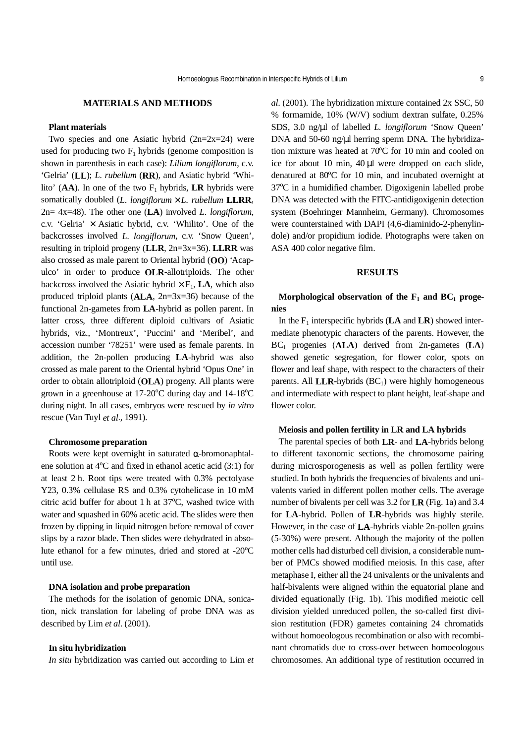## MATERIALS AND METHODS

### Plant materials

Two species and one Asiatic hybrid (2n=2x=24) were used for producing two $F_1$ hybrids (genome composition is shown in parenthesis in each case): *Lilium longiflorum*, c.v. 'Gelria' (**LL**); *L. rubellum* (**RR**), and Asiatic hybrid 'Whilito' (**AA**). In one of the two $F_1$ hybrids, **LR** hybrids were somatically doubled (*L. longiflorum* × *L. rubellum* **LLRR**, 2n= 4x=48). The other one (**LA**) involved *L. longiflorum*, c.v. 'Gelria' × Asiatic hybrid, c.v. 'Whilito'. One of the backcrosses involved *L. longiflorum*, c.v. 'Snow Queen', resulting in triploid progeny (**LLR**, 2n=3x=36). **LLRR** was also crossed as male parent to Oriental hybrid (**OO**) 'Acapulco' in order to produce **OLR**-allotriploids. The other backcross involved the Asiatic hybrid × $F_1$, **LA**, which also produced triploid plants (**ALA**, 2n=3x=36) because of the functional 2n-gametes from **LA**-hybrid as pollen parent. In latter cross, three different diploid cultivars of Asiatic hybrids, viz., 'Montreux', 'Puccini' and 'Meribel', and accession number '78251' were used as female parents. In addition, the 2n-pollen producing **LA**-hybrid was also crossed as male parent to the Oriental hybrid 'Opus One' in order to obtain allotriploid (**OLA**) progeny. All plants were grown in a greenhouse at 17-20°C during day and 14-18°C during night. In all cases, embryos were rescued by *in vitro* rescue (Van Tuyl *et al*., 1991).

### Chromosome preparation

Roots were kept overnight in saturated α-bromonaphtalene solution at 4°C and fixed in ethanol acetic acid (3:1) for at least 2 h. Root tips were treated with 0.3% pectolyase Y23, 0.3% cellulase RS and 0.3% cytohelicase in 10 mM citric acid buffer for about 1 h at 37°C, washed twice with water and squashed in 60% acetic acid. The slides were then frozen by dipping in liquid nitrogen before removal of cover slips by a razor blade. Then slides were dehydrated in absolute ethanol for a few minutes, dried and stored at -20°C until use.

### DNA isolation and probe preparation

The methods for the isolation of genomic DNA, sonication, nick translation for labeling of probe DNA was as described by Lim *et al*. (2001).

### In situ hybridization

*In situ* hybridization was carried out according to Lim *et al*. (2001). The hybridization mixture contained 2x SSC, 50 % formamide, 10% (W/V) sodium dextran sulfate, 0.25% SDS, 3.0 ng/μl of labelled *L. longiflorum* 'Snow Queen' DNA and 50-60 ng/μl herring sperm DNA. The hybridization mixture was heated at 70°C for 10 min and cooled on ice for about 10 min, 40 μl were dropped on each slide, denatured at 80°C for 10 min, and incubated overnight at 37°C in a humidified chamber. Digoxigenin labelled probe DNA was detected with the FITC-antidigoxigenin detection system (Boehringer Mannheim, Germany). Chromosomes were counterstained with DAPI (4,6-diaminido-2-phenylindole) and/or propidium iodide. Photographs were taken on ASA 400 color negative film.

## RESULTS

### Morphological observation of the $F_1$ and $BC_1$ progenies

In the $F_1$ interspecific hybrids (**LA** and **LR**) showed intermediate phenotypic characters of the parents. However, the $BC_1$ progenies (**ALA**) derived from 2n-gametes (**LA**) showed genetic segregation, for flower color, spots on flower and leaf shape, with respect to the characters of their parents. All **LLR**-hybrids ($BC_1$) were highly homogeneous and intermediate with respect to plant height, leaf-shape and flower color.

### Meiosis and pollen fertility in LR and LA hybrids

The parental species of both **LR**- and **LA**-hybrids belong to different taxonomic sections, the chromosome pairing during microsporogenesis as well as pollen fertility were studied. In both hybrids the frequencies of bivalents and univalents varied in different pollen mother cells. The average number of bivalents per cell was 3.2 for **LR** (Fig. 1a) and 3.4 for **LA**-hybrid. Pollen of **LR**-hybrids was highly sterile. However, in the case of **LA**-hybrids viable 2n-pollen grains (5-30%) were present. Although the majority of the pollen mother cells had disturbed cell division, a considerable number of PMCs showed modified meiosis. In this case, after metaphase I, either all the 24 univalents or the univalents and half-bivalents were aligned within the equatorial plane and divided equationally (Fig. 1b). This modified meiotic cell division yielded unreduced pollen, the so-called first division restitution (FDR) gametes containing 24 chromatids without homoeologous recombination or also with recombinant chromatids due to cross-over between homoeologous chromosomes. An additional type of restitution occurred in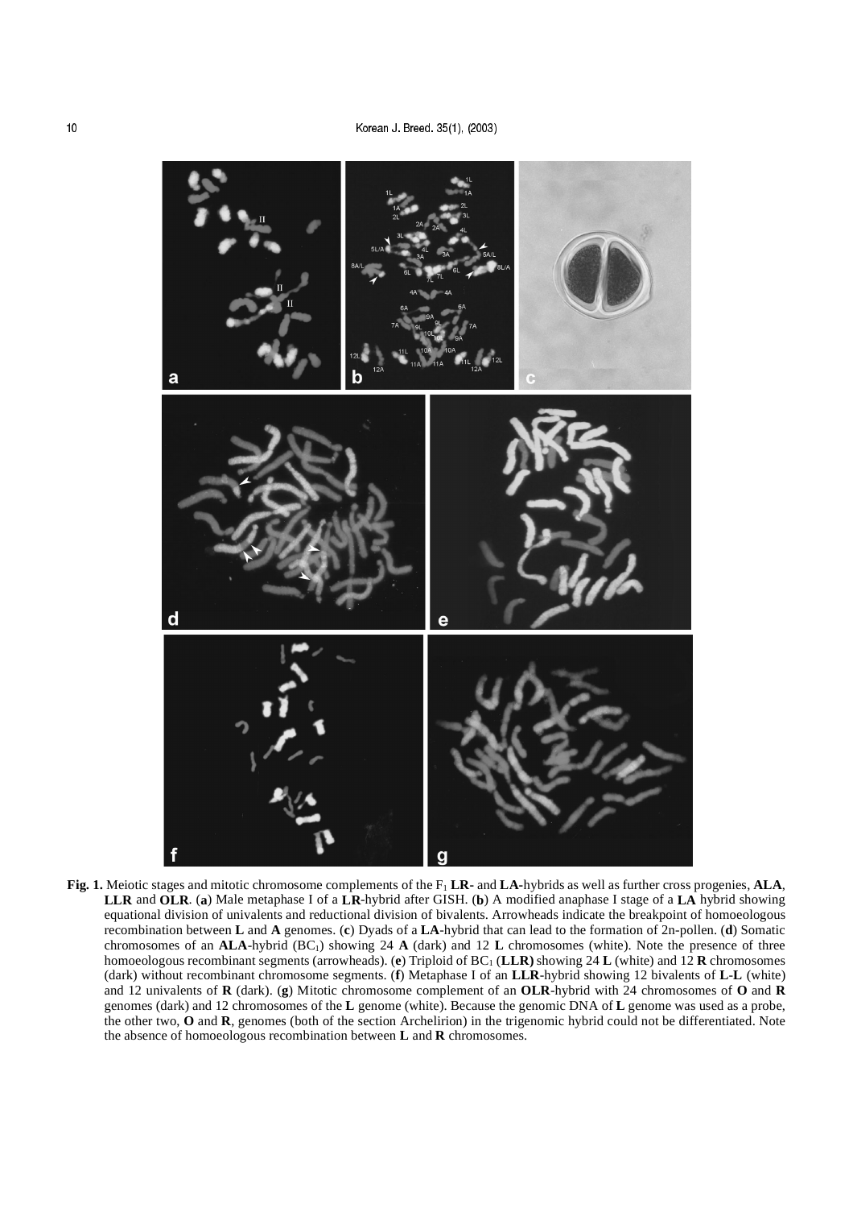**Fig. 1.** Meiotic stages and mitotic chromosome complements of the $F_1$ **LR**- and **LA**-hybrids as well as further cross progenies, **ALA**, **LLR** and **OLR**. (**a**) Male metaphase I of a **LR**-hybrid after GISH. (**b**) A modified anaphase I stage of a **LA** hybrid showing equational division of univalents and reductional division of bivalents. Arrowheads indicate the breakpoint of homoeologous recombination between **L** and **A** genomes. (**c**) Dyads of a **LA**-hybrid that can lead to the formation of 2n-pollen. (**d**) Somatic chromosomes of an **ALA**-hybrid ($BC_1$) showing 24 **A** (dark) and 12 **L** chromosomes (white). Note the presence of three homoeologous recombinant segments (arrowheads). (**e**) Triploid of $BC_1$ (**LLR**) showing 24 **L** (white) and 12 **R** chromosomes (dark) without recombinant chromosome segments. (**f**) Metaphase I of an **LLR**-hybrid showing 12 bivalents of **L**-**L** (white) and 12 univalents of **R** (dark). (**g**) Mitotic chromosome complement of an **OLR**-hybrid with 24 chromosomes of **O** and **R** genomes (dark) and 12 chromosomes of the **L** genome (white). Because the genomic DNA of **L** genome was used as a probe, the other two, **O** and **R**, genomes (both of the section Archelirion) in the trigenomic hybrid could not be differentiated. Note the absence of homoeologous recombination between **L** and **R** chromosomes.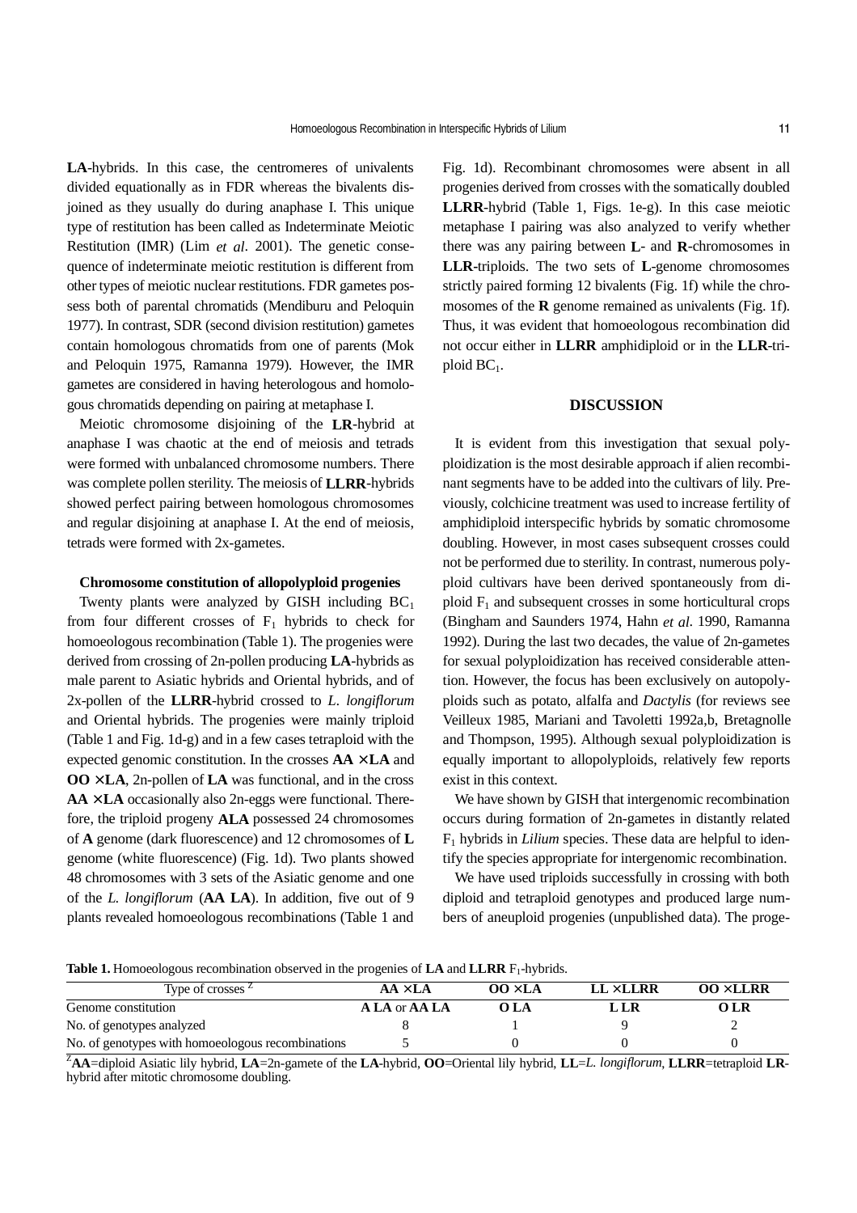**LA**-hybrids. In this case, the centromeres of univalents divided equationally as in FDR whereas the bivalents disjoined as they usually do during anaphase I. This unique type of restitution has been called as Indeterminate Meiotic Restitution (IMR) (Lim *et al*. 2001). The genetic consequence of indeterminate meiotic restitution is different from other types of meiotic nuclear restitutions. FDR gametes possess both of parental chromatids (Mendiburu and Peloquin 1977). In contrast, SDR (second division restitution) gametes contain homologous chromatids from one of parents (Mok and Peloquin 1975, Ramanna 1979). However, the IMR gametes are considered in having heterologous and homologous chromatids depending on pairing at metaphase I.

Meiotic chromosome disjoining of the **LR**-hybrid at anaphase I was chaotic at the end of meiosis and tetrads were formed with unbalanced chromosome numbers. There was complete pollen sterility. The meiosis of **LLRR**-hybrids showed perfect pairing between homologous chromosomes and regular disjoining at anaphase I. At the end of meiosis, tetrads were formed with 2x-gametes.

### Chromosome constitution of allopolyploid progenies

Twenty plants were analyzed by GISH including $BC_1$ from four different crosses of $F_1$ hybrids to check for homoeologous recombination (Table 1). The progenies were derived from crossing of 2n-pollen producing **LA**-hybrids as male parent to Asiatic hybrids and Oriental hybrids, and of 2x-pollen of the **LLRR**-hybrid crossed to *L. longiflorum* and Oriental hybrids. The progenies were mainly triploid (Table 1 and Fig. 1d-g) and in a few cases tetraploid with the expected genomic constitution. In the crosses **AA × LA** and **OO × LA**, 2n-pollen of **LA** was functional, and in the cross **AA × LA** occasionally also 2n-eggs were functional. Therefore, the triploid progeny **ALA** possessed 24 chromosomes of **A** genome (dark fluorescence) and 12 chromosomes of **L** genome (white fluorescence) (Fig. 1d). Two plants showed 48 chromosomes with 3 sets of the Asiatic genome and one of the *L. longiflorum* (**AA LA**). In addition, five out of 9 plants revealed homoeologous recombinations (Table 1 and Fig. 1d). Recombinant chromosomes were absent in all progenies derived from crosses with the somatically doubled **LLRR**-hybrid (Table 1, Figs. 1e-g). In this case meiotic metaphase I pairing was also analyzed to verify whether there was any pairing between **L**- and **R**-chromosomes in **LLR**-triploids. The two sets of **L**-genome chromosomes strictly paired forming 12 bivalents (Fig. 1f) while the chromosomes of the **R** genome remained as univalents (Fig. 1f). Thus, it was evident that homoeologous recombination did not occur either in **LLRR** amphidiploid or in the **LLR**-triploid $BC_1$.

## DISCUSSION

It is evident from this investigation that sexual polyploidization is the most desirable approach if alien recombinant segments have to be added into the cultivars of lily. Previously, colchicine treatment was used to increase fertility of amphidiploid interspecific hybrids by somatic chromosome doubling. However, in most cases subsequent crosses could not be performed due to sterility. In contrast, numerous polyploid cultivars have been derived spontaneously from diploid $F_1$ and subsequent crosses in some horticultural crops (Bingham and Saunders 1974, Hahn *et al*. 1990, Ramanna 1992). During the last two decades, the value of 2n-gametes for sexual polyploidization has received considerable attention. However, the focus has been exclusively on autopolyploids such as potato, alfalfa and *Dactylis* (for reviews see Veilleux 1985, Mariani and Tavoletti 1992a,b, Bretagnolle and Thompson, 1995). Although sexual polyploidization is equally important to allopolyploids, relatively few reports exist in this context.

We have shown by GISH that intergenomic recombination occurs during formation of 2n-gametes in distantly related $F_1$ hybrids in *Lilium* species. These data are helpful to identify the species appropriate for intergenomic recombination.

We have used triploids successfully in crossing with both diploid and tetraploid genotypes and produced large numbers of aneuploid progenies (unpublished data). The proge-

**Table 1.** Homoeologous recombination observed in the progenies of **LA** and **LLRR** $F_1$-hybrids.

| Type of crosses [Z] | AA × LA | OO × LA | LL × LLRR | OO × LLRR |
|---|---|---|---|---|
| Genome constitution | **A LA** or **AA LA** | **O LA** | **L LR** | **O LR** |
| No. of genotypes analyzed | 8 | 1 | 9 | 2 |
| No. of genotypes with homoeologous recombinations | 5 | 0 | 0 | 0 |

[Z]**AA**=diploid Asiatic lily hybrid, **LA**=2n-gamete of the **LA**-hybrid, **OO**=Oriental lily hybrid, **LL**=*L. longiflorum*, **LLRR**=tetraploid **LR**-hybrid after mitotic chromosome doubling.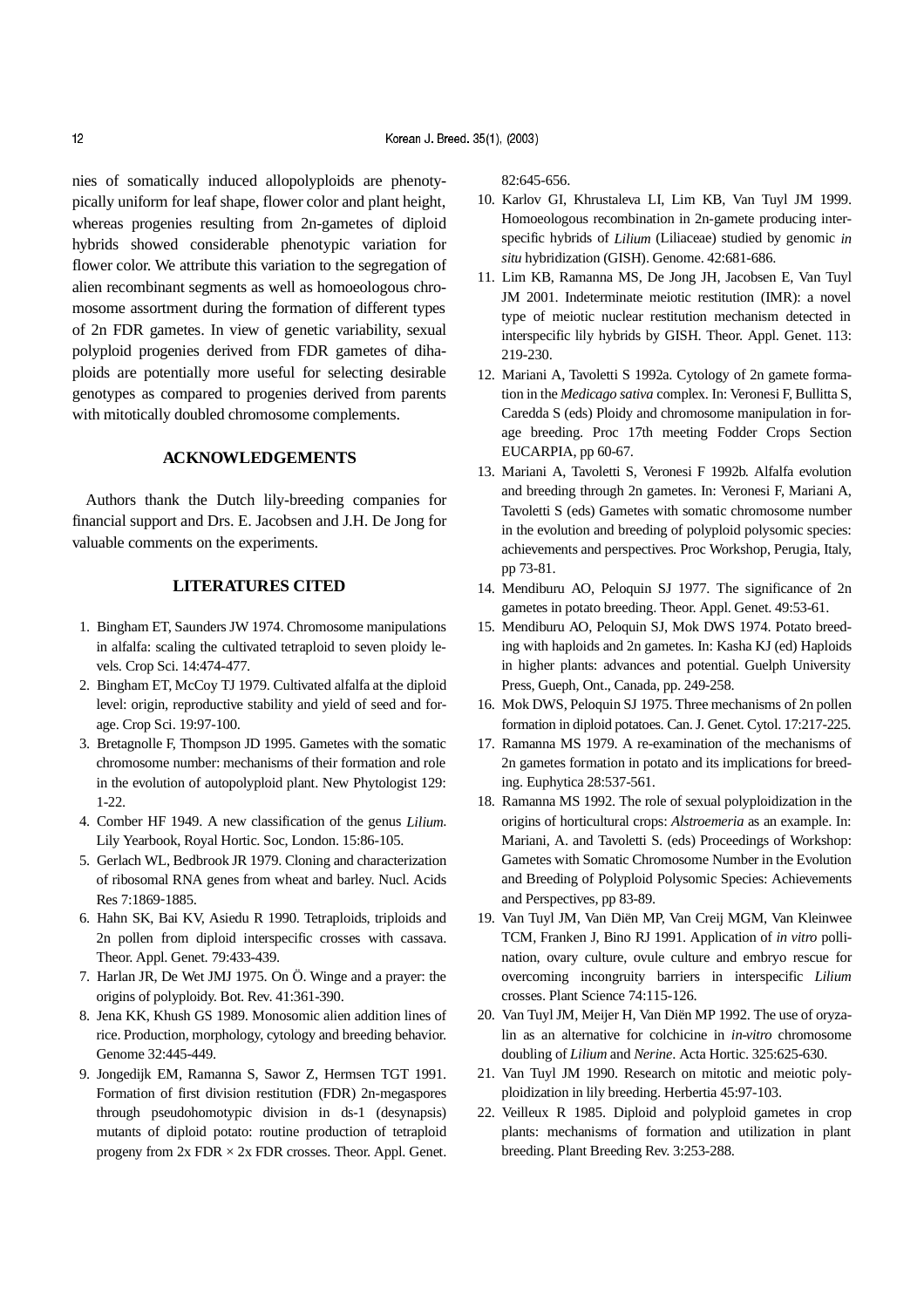nies of somatically induced allopolyploids are phenotypically uniform for leaf shape, flower color and plant height, whereas progenies resulting from 2n-gametes of diploid hybrids showed considerable phenotypic variation for flower color. We attribute this variation to the segregation of alien recombinant segments as well as homoeologous chromosome assortment during the formation of different types of 2n FDR gametes. In view of genetic variability, sexual polyploid progenies derived from FDR gametes of dihaploids are potentially more useful for selecting desirable genotypes as compared to progenies derived from parents with mitotically doubled chromosome complements.

## ACKNOWLEDGEMENTS

Authors thank the Dutch lily-breeding companies for financial support and Drs. E. Jacobsen and J.H. De Jong for valuable comments on the experiments.

## LITERATURES CITED

1. Bingham ET, Saunders JW 1974. Chromosome manipulations in alfalfa: scaling the cultivated tetraploid to seven ploidy levels. Crop Sci. 14:474-477.
2. Bingham ET, McCoy TJ 1979. Cultivated alfalfa at the diploid level: origin, reproductive stability and yield of seed and forage. Crop Sci. 19:97-100.
3. Bretagnolle F, Thompson JD 1995. Gametes with the somatic chromosome number: mechanisms of their formation and role in the evolution of autopolyploid plant. New Phytologist 129: 1-22.
4. Comber HF 1949. A new classification of the genus *Lilium*. Lily Yearbook, Royal Hortic. Soc, London. 15:86-105.
5. Gerlach WL, Bedbrook JR 1979. Cloning and characterization of ribosomal RNA genes from wheat and barley. Nucl. Acids Res 7:1869-1885.
6. Hahn SK, Bai KV, Asiedu R 1990. Tetraploids, triploids and 2n pollen from diploid interspecific crosses with cassava. Theor. Appl. Genet. 79:433-439.
7. Harlan JR, De Wet JMJ 1975. On Ö. Winge and a prayer: the origins of polyploidy. Bot. Rev. 41:361-390.
8. Jena KK, Khush GS 1989. Monosomic alien addition lines of rice. Production, morphology, cytology and breeding behavior. Genome 32:445-449.
9. Jongedijk EM, Ramanna S, Sawor Z, Hermsen TGT 1991. Formation of first division restitution (FDR) 2n-megaspores through pseudohomotypic division in ds-1 (desynapsis) mutants of diploid potato: routine production of tetraploid progeny from 2x FDR × 2x FDR crosses. Theor. Appl. Genet. 82:645-656.
10. Karlov GI, Khrustaleva LI, Lim KB, Van Tuyl JM 1999. Homoeologous recombination in 2n-gamete producing interspecific hybrids of *Lilium* (Liliaceae) studied by genomic *in situ* hybridization (GISH). Genome. 42:681-686.
11. Lim KB, Ramanna MS, De Jong JH, Jacobsen E, Van Tuyl JM 2001. Indeterminate meiotic restitution (IMR): a novel type of meiotic nuclear restitution mechanism detected in interspecific lily hybrids by GISH. Theor. Appl. Genet. 113: 219-230.
12. Mariani A, Tavoletti S 1992a. Cytology of 2n gamete formation in the *Medicago sativa* complex. In: Veronesi F, Bullitta S, Caredda S (eds) Ploidy and chromosome manipulation in forage breeding. Proc 17th meeting Fodder Crops Section EUCARPIA, pp 60-67.
13. Mariani A, Tavoletti S, Veronesi F 1992b. Alfalfa evolution and breeding through 2n gametes. In: Veronesi F, Mariani A, Tavoletti S (eds) Gametes with somatic chromosome number in the evolution and breeding of polyploid polysomic species: achievements and perspectives. Proc Workshop, Perugia, Italy, pp 73-81.
14. Mendiburu AO, Peloquin SJ 1977. The significance of 2n gametes in potato breeding. Theor. Appl. Genet. 49:53-61.
15. Mendiburu AO, Peloquin SJ, Mok DWS 1974. Potato breeding with haploids and 2n gametes. In: Kasha KJ (ed) Haploids in higher plants: advances and potential. Guelph University Press, Gueph, Ont., Canada, pp. 249-258.
16. Mok DWS, Peloquin SJ 1975. Three mechanisms of 2n pollen formation in diploid potatoes. Can. J. Genet. Cytol. 17:217-225.
17. Ramanna MS 1979. A re-examination of the mechanisms of 2n gametes formation in potato and its implications for breeding. Euphytica 28:537-561.
18. Ramanna MS 1992. The role of sexual polyploidization in the origins of horticultural crops: *Alstroemeria* as an example. In: Mariani, A. and Tavoletti S. (eds) Proceedings of Workshop: Gametes with Somatic Chromosome Number in the Evolution and Breeding of Polyploid Polysomic Species: Achievements and Perspectives, pp 83-89.
19. Van Tuyl JM, Van Diën MP, Van Creij MGM, Van Kleinwee TCM, Franken J, Bino RJ 1991. Application of *in vitro* pollination, ovary culture, ovule culture and embryo rescue for overcoming incongruity barriers in interspecific *Lilium* crosses. Plant Science 74:115-126.
20. Van Tuyl JM, Meijer H, Van Diën MP 1992. The use of oryzalin as an alternative for colchicine in *in-vitro* chromosome doubling of *Lilium* and *Nerine*. Acta Hortic. 325:625-630.
21. Van Tuyl JM 1990. Research on mitotic and meiotic polyploidization in lily breeding. Herbertia 45:97-103.
22. Veilleux R 1985. Diploid and polyploid gametes in crop plants: mechanisms of formation and utilization in plant breeding. Plant Breeding Rev. 3:253-288.